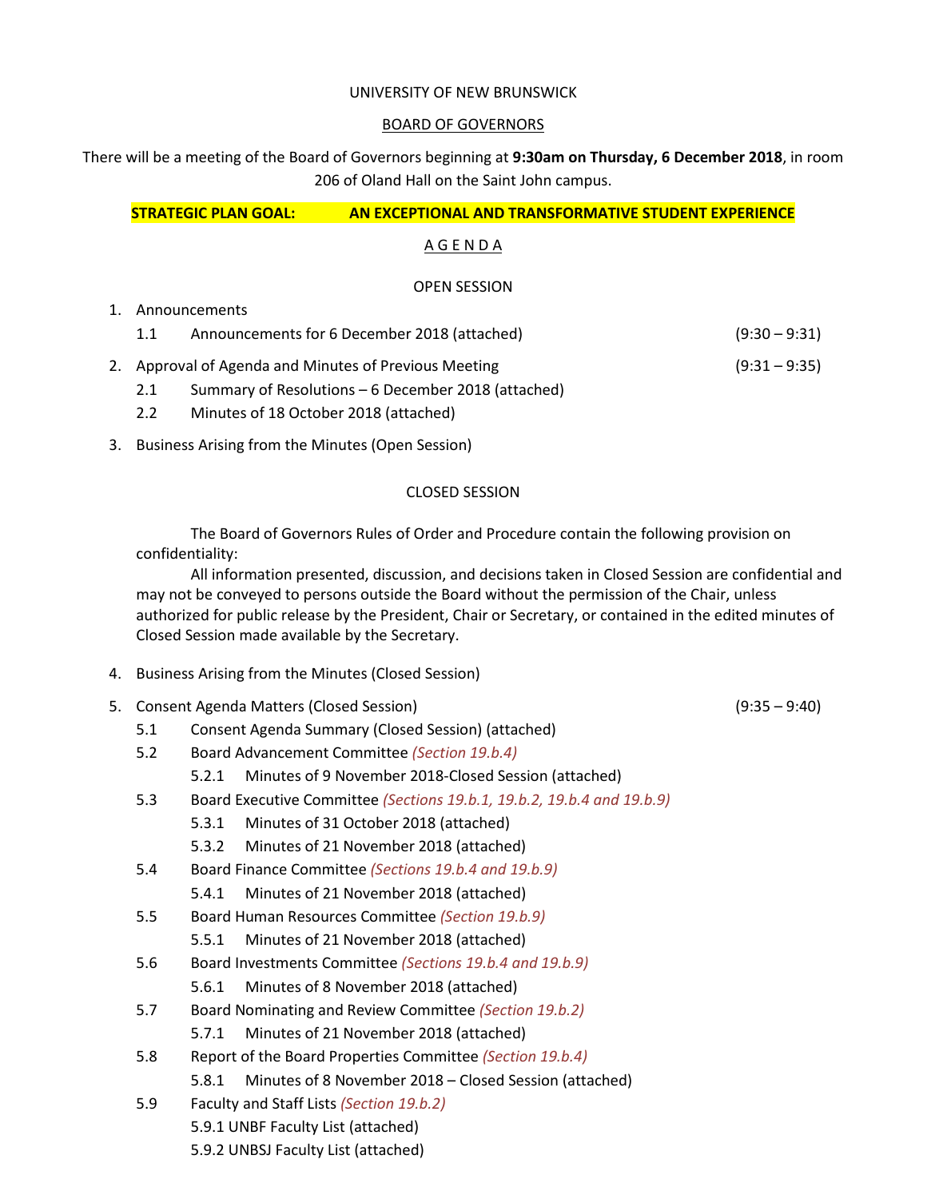UNIVERSITY OF NEW BRUNSWICK

BOARD OF GOVERNORS

There will be a meeting of the Board of Governors beginning at **9:30am on Thursday, 6 December 2018**, in room 206 of Oland Hall on the Saint John campus.

**STRATEGIC PLAN GOAL: AN EXCEPTIONAL AND TRANSFORMATIVE STUDENT EXPERIENCE**

A G E N D A

OPEN SESSION

1. Announcements
   - 1.1 Announcements for 6 December 2018 (attached) (9:30 – 9:31)
2. Approval of Agenda and Minutes of Previous Meeting (9:31 – 9:35)
   - 2.1 Summary of Resolutions – 6 December 2018 (attached)
   - 2.2 Minutes of 18 October 2018 (attached)
3. Business Arising from the Minutes (Open Session)

CLOSED SESSION

The Board of Governors Rules of Order and Procedure contain the following provision on confidentiality:

All information presented, discussion, and decisions taken in Closed Session are confidential and may not be conveyed to persons outside the Board without the permission of the Chair, unless authorized for public release by the President, Chair or Secretary, or contained in the edited minutes of Closed Session made available by the Secretary.

4. Business Arising from the Minutes (Closed Session)
5. Consent Agenda Matters (Closed Session) (9:35 – 9:40)
   - 5.1 Consent Agenda Summary (Closed Session) (attached)
   - 5.2 Board Advancement Committee *(Section 19.b.4)*
     - 5.2.1 Minutes of 9 November 2018-Closed Session (attached)
   - 5.3 Board Executive Committee *(Sections 19.b.1, 19.b.2, 19.b.4 and 19.b.9)*
     - 5.3.1 Minutes of 31 October 2018 (attached)
     - 5.3.2 Minutes of 21 November 2018 (attached)
   - 5.4 Board Finance Committee *(Sections 19.b.4 and 19.b.9)*
     - 5.4.1 Minutes of 21 November 2018 (attached)
   - 5.5 Board Human Resources Committee *(Section 19.b.9)*
     - 5.5.1 Minutes of 21 November 2018 (attached)
   - 5.6 Board Investments Committee *(Sections 19.b.4 and 19.b.9)*
     - 5.6.1 Minutes of 8 November 2018 (attached)
   - 5.7 Board Nominating and Review Committee *(Section 19.b.2)*
     - 5.7.1 Minutes of 21 November 2018 (attached)
   - 5.8 Report of the Board Properties Committee *(Section 19.b.4)*
     - 5.8.1 Minutes of 8 November 2018 – Closed Session (attached)
   - 5.9 Faculty and Staff Lists *(Section 19.b.2)*
     - 5.9.1 UNBF Faculty List (attached)
     - 5.9.2 UNBSJ Faculty List (attached)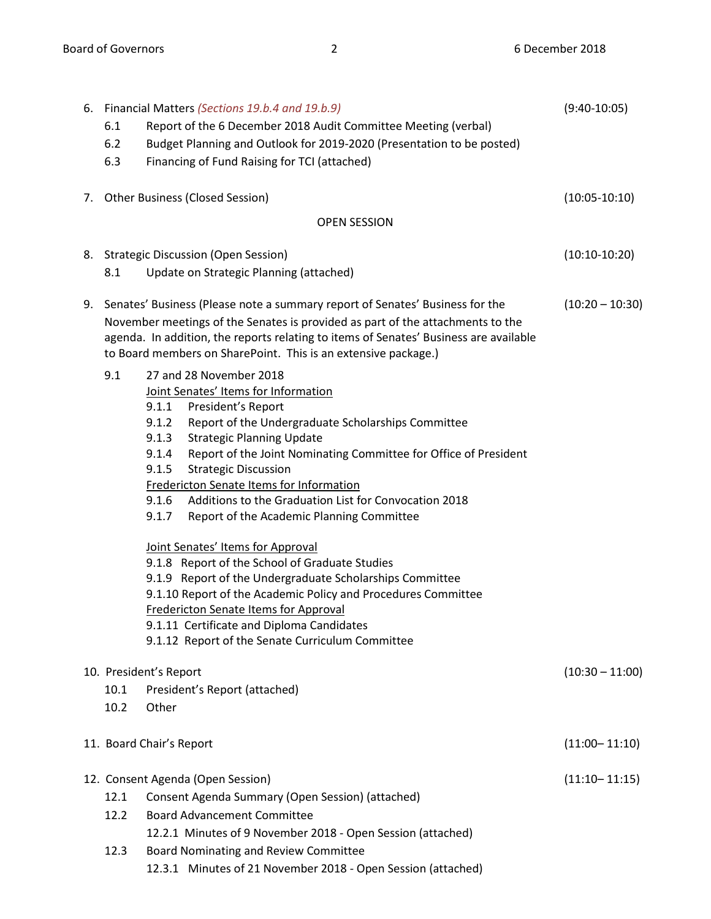6. Financial Matters *(Sections 19.b.4 and 19.b.9)* (9:40-10:05)
   - 6.1 Report of the 6 December 2018 Audit Committee Meeting (verbal)
   - 6.2 Budget Planning and Outlook for 2019-2020 (Presentation to be posted)
   - 6.3 Financing of Fund Raising for TCI (attached)

7. Other Business (Closed Session) (10:05-10:10)

OPEN SESSION

8. Strategic Discussion (Open Session) (10:10-10:20)
   - 8.1 Update on Strategic Planning (attached)

9. Senates' Business (Please note a summary report of Senates' Business for the November meetings of the Senates is provided as part of the attachments to the agenda. In addition, the reports relating to items of Senates' Business are available to Board members on SharePoint. This is an extensive package.) (10:20 – 10:30)
   - 9.1 27 and 28 November 2018

     Joint Senates' Items for Information
     - 9.1.1 President's Report
     - 9.1.2 Report of the Undergraduate Scholarships Committee
     - 9.1.3 Strategic Planning Update
     - 9.1.4 Report of the Joint Nominating Committee for Office of President
     - 9.1.5 Strategic Discussion

     Fredericton Senate Items for Information
     - 9.1.6 Additions to the Graduation List for Convocation 2018
     - 9.1.7 Report of the Academic Planning Committee

     Joint Senates' Items for Approval
     - 9.1.8 Report of the School of Graduate Studies
     - 9.1.9 Report of the Undergraduate Scholarships Committee
     - 9.1.10 Report of the Academic Policy and Procedures Committee

     Fredericton Senate Items for Approval
     - 9.1.11 Certificate and Diploma Candidates
     - 9.1.12 Report of the Senate Curriculum Committee

10. President's Report (10:30 – 11:00)
    - 10.1 President's Report (attached)
    - 10.2 Other

11. Board Chair's Report (11:00– 11:10)

12. Consent Agenda (Open Session) (11:10– 11:15)
    - 12.1 Consent Agenda Summary (Open Session) (attached)
    - 12.2 Board Advancement Committee
      - 12.2.1 Minutes of 9 November 2018 - Open Session (attached)
    - 12.3 Board Nominating and Review Committee
      - 12.3.1 Minutes of 21 November 2018 - Open Session (attached)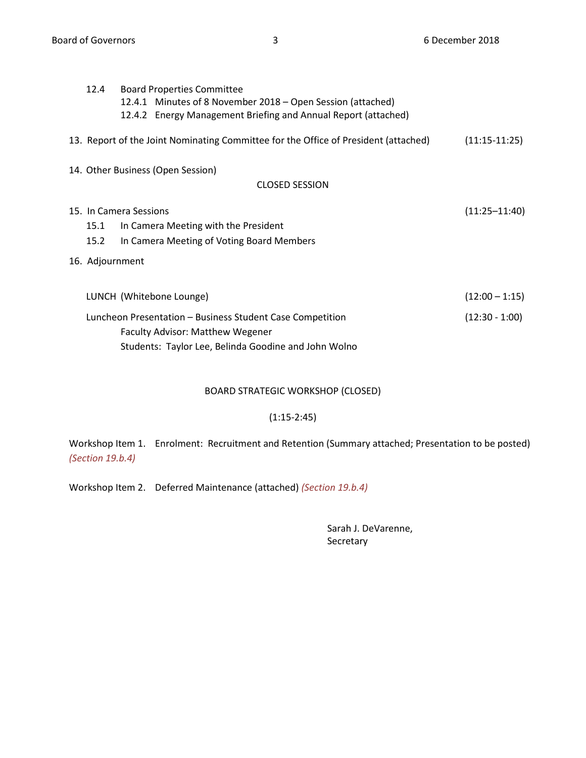12.4 Board Properties Committee
- 12.4.1 Minutes of 8 November 2018 – Open Session (attached)
- 12.4.2 Energy Management Briefing and Annual Report (attached)

13. Report of the Joint Nominating Committee for the Office of President (attached) (11:15-11:25)

14. Other Business (Open Session)

CLOSED SESSION

15. In Camera Sessions (11:25–11:40)
   - 15.1 In Camera Meeting with the President
   - 15.2 In Camera Meeting of Voting Board Members

16. Adjournment

LUNCH (Whitebone Lounge) (12:00 – 1:15)

Luncheon Presentation – Business Student Case Competition (12:30 - 1:00)
Faculty Advisor: Matthew Wegener
Students: Taylor Lee, Belinda Goodine and John Wolno

BOARD STRATEGIC WORKSHOP (CLOSED)

(1:15-2:45)

Workshop Item 1. Enrolment: Recruitment and Retention (Summary attached; Presentation to be posted) *(Section 19.b.4)*

Workshop Item 2. Deferred Maintenance (attached) *(Section 19.b.4)*

Sarah J. DeVarenne,
Secretary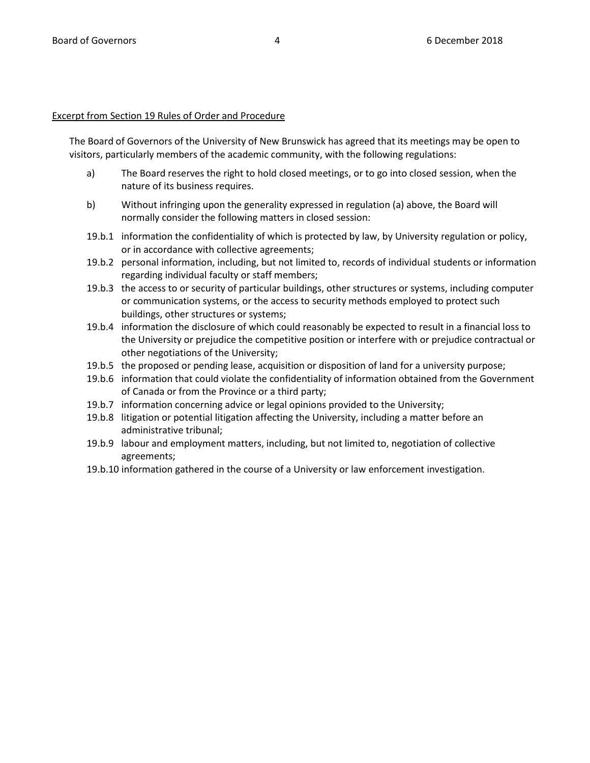Excerpt from Section 19 Rules of Order and Procedure

The Board of Governors of the University of New Brunswick has agreed that its meetings may be open to visitors, particularly members of the academic community, with the following regulations:

a) The Board reserves the right to hold closed meetings, or to go into closed session, when the nature of its business requires.

b) Without infringing upon the generality expressed in regulation (a) above, the Board will normally consider the following matters in closed session:

19.b.1 information the confidentiality of which is protected by law, by University regulation or policy, or in accordance with collective agreements;

19.b.2 personal information, including, but not limited to, records of individual students or information regarding individual faculty or staff members;

19.b.3 the access to or security of particular buildings, other structures or systems, including computer or communication systems, or the access to security methods employed to protect such buildings, other structures or systems;

19.b.4 information the disclosure of which could reasonably be expected to result in a financial loss to the University or prejudice the competitive position or interfere with or prejudice contractual or other negotiations of the University;

19.b.5 the proposed or pending lease, acquisition or disposition of land for a university purpose;

19.b.6 information that could violate the confidentiality of information obtained from the Government of Canada or from the Province or a third party;

19.b.7 information concerning advice or legal opinions provided to the University;

19.b.8 litigation or potential litigation affecting the University, including a matter before an administrative tribunal;

19.b.9 labour and employment matters, including, but not limited to, negotiation of collective agreements;

19.b.10 information gathered in the course of a University or law enforcement investigation.